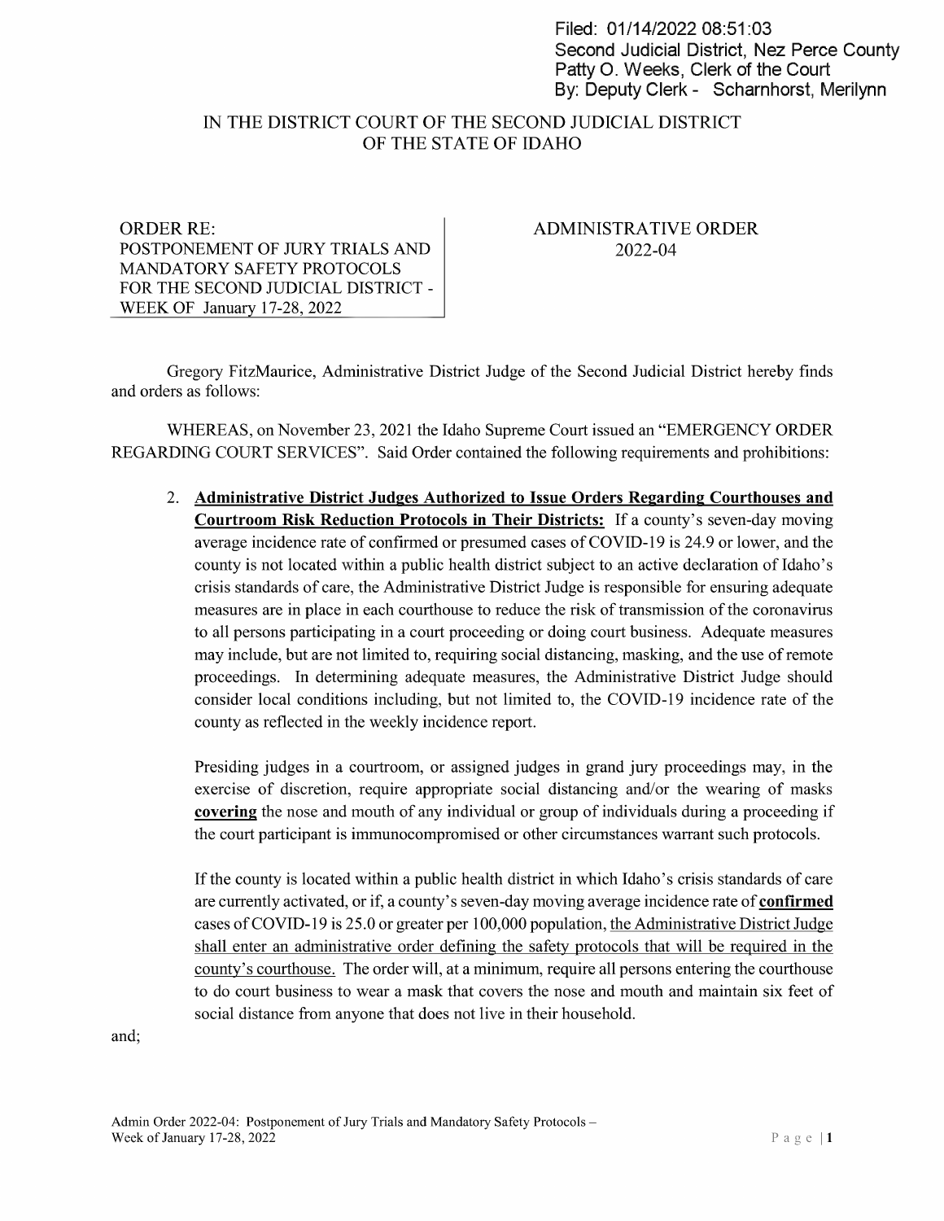Filed: 01/14/2022 08:51:03
Second Judicial District, Nez Perce County
Patty O. Weeks, Clerk of the Court
By: Deputy Clerk - Scharnhorst, Merilynn

# IN THE DISTRICT COURT OF THE SECOND JUDICIAL DISTRICT OF THE STATE OF IDAHO

| ORDER RE: POSTPONEMENT OF JURY TRIALS AND MANDATORY SAFETY PROTOCOLS FOR THE SECOND JUDICIAL DISTRICT - WEEK OF January 17-28, 2022 | ADMINISTRATIVE ORDER 2022-04 |
| --- | --- |

Gregory FitzMaurice, Administrative District Judge of the Second Judicial District hereby finds and orders as follows:

WHEREAS, on November 23, 2021 the Idaho Supreme Court issued an "EMERGENCY ORDER REGARDING COURT SERVICES". Said Order contained the following requirements and prohibitions:

2. **Administrative District Judges Authorized to Issue Orders Regarding Courthouses and Courtroom Risk Reduction Protocols in Their Districts:** If a county's seven-day moving average incidence rate of confirmed or presumed cases of COVID-19 is 24.9 or lower, and the county is not located within a public health district subject to an active declaration of Idaho's crisis standards of care, the Administrative District Judge is responsible for ensuring adequate measures are in place in each courthouse to reduce the risk of transmission of the coronavirus to all persons participating in a court proceeding or doing court business. Adequate measures may include, but are not limited to, requiring social distancing, masking, and the use of remote proceedings. In determining adequate measures, the Administrative District Judge should consider local conditions including, but not limited to, the COVID-19 incidence rate of the county as reflected in the weekly incidence report.

   Presiding judges in a courtroom, or assigned judges in grand jury proceedings may, in the exercise of discretion, require appropriate social distancing and/or the wearing of masks **covering** the nose and mouth of any individual or group of individuals during a proceeding if the court participant is immunocompromised or other circumstances warrant such protocols.

   If the county is located within a public health district in which Idaho's crisis standards of care are currently activated, or if, a county's seven-day moving average incidence rate of **confirmed** cases of COVID-19 is 25.0 or greater per 100,000 population, the Administrative District Judge shall enter an administrative order defining the safety protocols that will be required in the county's courthouse. The order will, at a minimum, require all persons entering the courthouse to do court business to wear a mask that covers the nose and mouth and maintain six feet of social distance from anyone that does not live in their household.

and;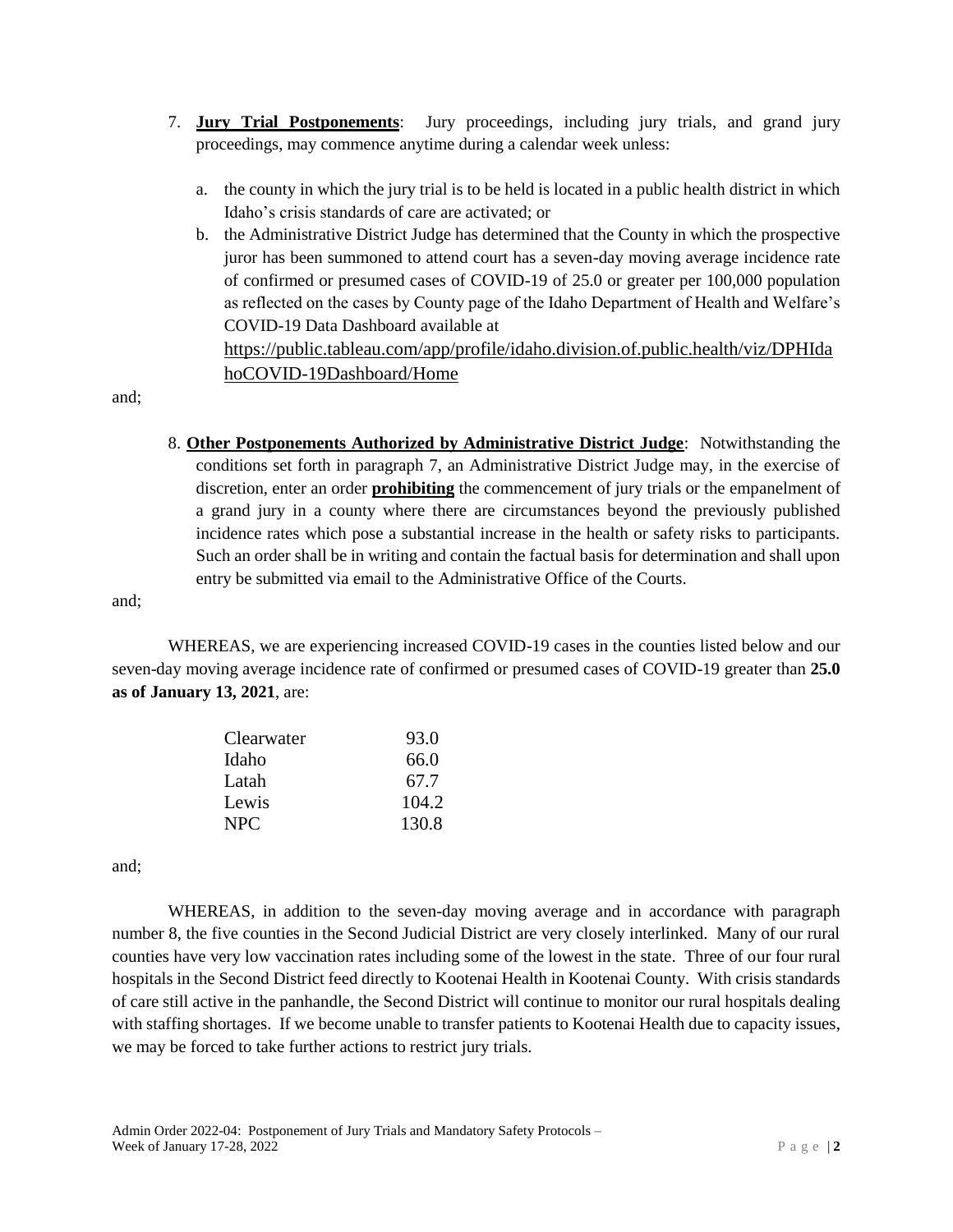7. **Jury Trial Postponements**: Jury proceedings, including jury trials, and grand jury proceedings, may commence anytime during a calendar week unless:

   a. the county in which the jury trial is to be held is located in a public health district in which Idaho's crisis standards of care are activated; or

   b. the Administrative District Judge has determined that the County in which the prospective juror has been summoned to attend court has a seven-day moving average incidence rate of confirmed or presumed cases of COVID-19 of 25.0 or greater per 100,000 population as reflected on the cases by County page of the Idaho Department of Health and Welfare's COVID-19 Data Dashboard available at https://public.tableau.com/app/profile/idaho.division.of.public.health/viz/DPHIdahoCOVID-19Dashboard/Home

and;

8. **Other Postponements Authorized by Administrative District Judge**: Notwithstanding the conditions set forth in paragraph 7, an Administrative District Judge may, in the exercise of discretion, enter an order **prohibiting** the commencement of jury trials or the empanelment of a grand jury in a county where there are circumstances beyond the previously published incidence rates which pose a substantial increase in the health or safety risks to participants. Such an order shall be in writing and contain the factual basis for determination and shall upon entry be submitted via email to the Administrative Office of the Courts.

and;

WHEREAS, we are experiencing increased COVID-19 cases in the counties listed below and our seven-day moving average incidence rate of confirmed or presumed cases of COVID-19 greater than **25.0 as of January 13, 2021**, are:

| | |
|---|---|
| Clearwater | 93.0 |
| Idaho | 66.0 |
| Latah | 67.7 |
| Lewis | 104.2 |
| NPC | 130.8 |

and;

WHEREAS, in addition to the seven-day moving average and in accordance with paragraph number 8, the five counties in the Second Judicial District are very closely interlinked. Many of our rural counties have very low vaccination rates including some of the lowest in the state. Three of our four rural hospitals in the Second District feed directly to Kootenai Health in Kootenai County. With crisis standards of care still active in the panhandle, the Second District will continue to monitor our rural hospitals dealing with staffing shortages. If we become unable to transfer patients to Kootenai Health due to capacity issues, we may be forced to take further actions to restrict jury trials.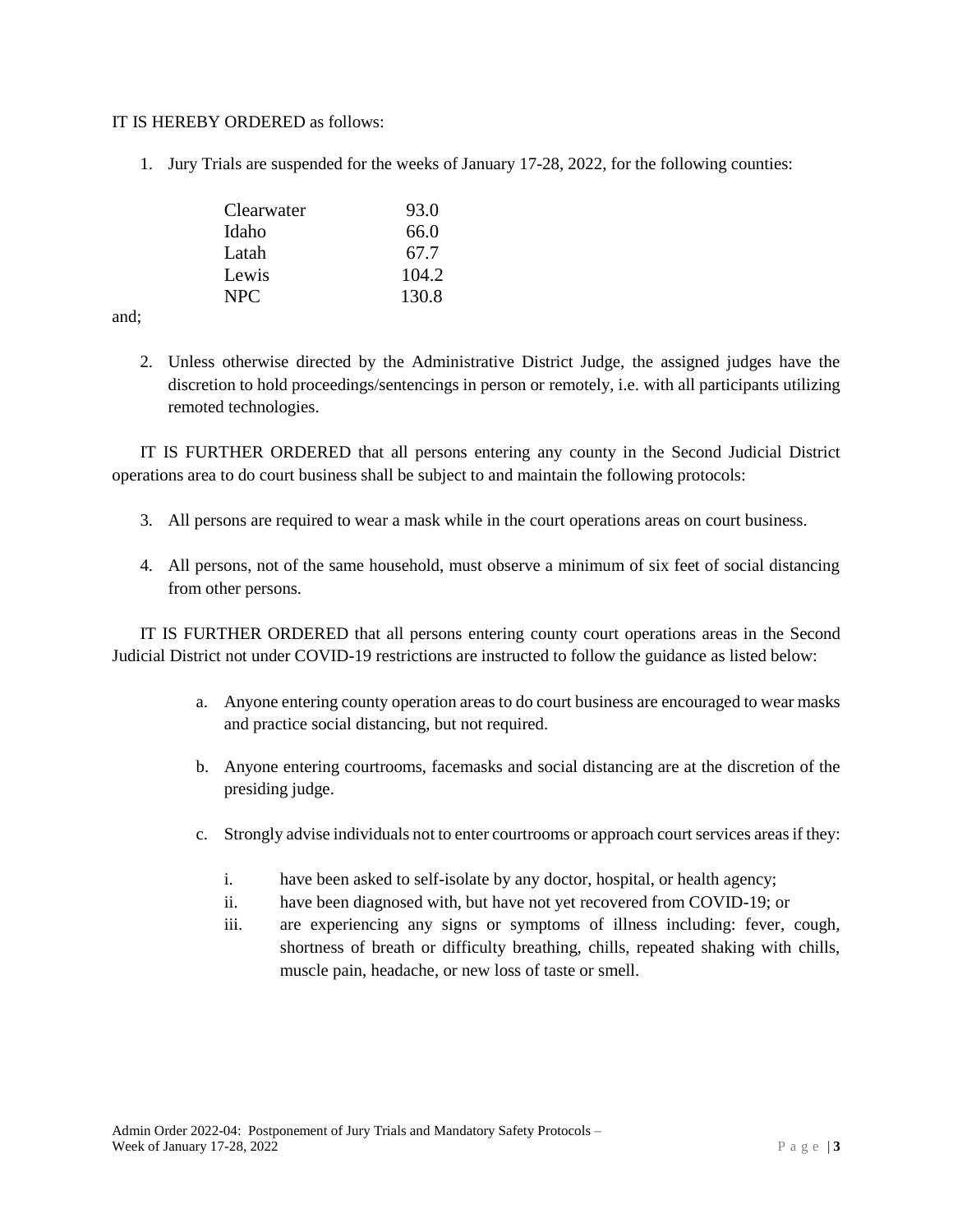IT IS HEREBY ORDERED as follows:

1. Jury Trials are suspended for the weeks of January 17-28, 2022, for the following counties:

| | |
|---|---|
| Clearwater | 93.0 |
| Idaho | 66.0 |
| Latah | 67.7 |
| Lewis | 104.2 |
| NPC | 130.8 |

and;

2. Unless otherwise directed by the Administrative District Judge, the assigned judges have the discretion to hold proceedings/sentencings in person or remotely, i.e. with all participants utilizing remoted technologies.

IT IS FURTHER ORDERED that all persons entering any county in the Second Judicial District operations area to do court business shall be subject to and maintain the following protocols:

3. All persons are required to wear a mask while in the court operations areas on court business.

4. All persons, not of the same household, must observe a minimum of six feet of social distancing from other persons.

IT IS FURTHER ORDERED that all persons entering county court operations areas in the Second Judicial District not under COVID-19 restrictions are instructed to follow the guidance as listed below:

a. Anyone entering county operation areas to do court business are encouraged to wear masks and practice social distancing, but not required.

b. Anyone entering courtrooms, facemasks and social distancing are at the discretion of the presiding judge.

c. Strongly advise individuals not to enter courtrooms or approach court services areas if they:

   i. have been asked to self-isolate by any doctor, hospital, or health agency;
   
   ii. have been diagnosed with, but have not yet recovered from COVID-19; or
   
   iii. are experiencing any signs or symptoms of illness including: fever, cough, shortness of breath or difficulty breathing, chills, repeated shaking with chills, muscle pain, headache, or new loss of taste or smell.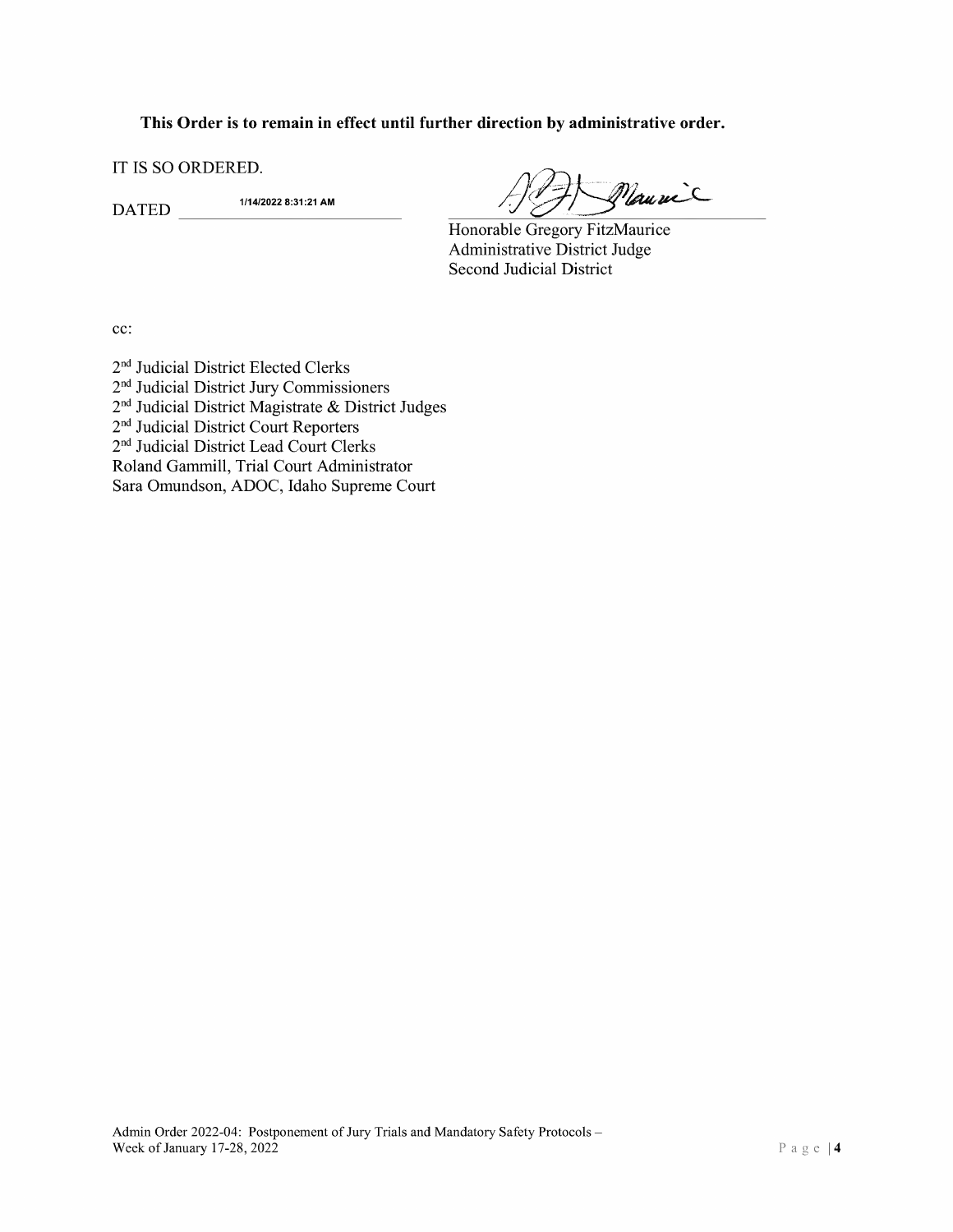**This Order is to remain in effect until further direction by administrative order.**

IT IS SO ORDERED.

DATED 1/14/2022 8:31:21 AM

Honorable Gregory FitzMaurice
Administrative District Judge
Second Judicial District

cc:

2nd Judicial District Elected Clerks
2nd Judicial District Jury Commissioners
2nd Judicial District Magistrate & District Judges
2nd Judicial District Court Reporters
2nd Judicial District Lead Court Clerks
Roland Gammill, Trial Court Administrator
Sara Omundson, ADOC, Idaho Supreme Court